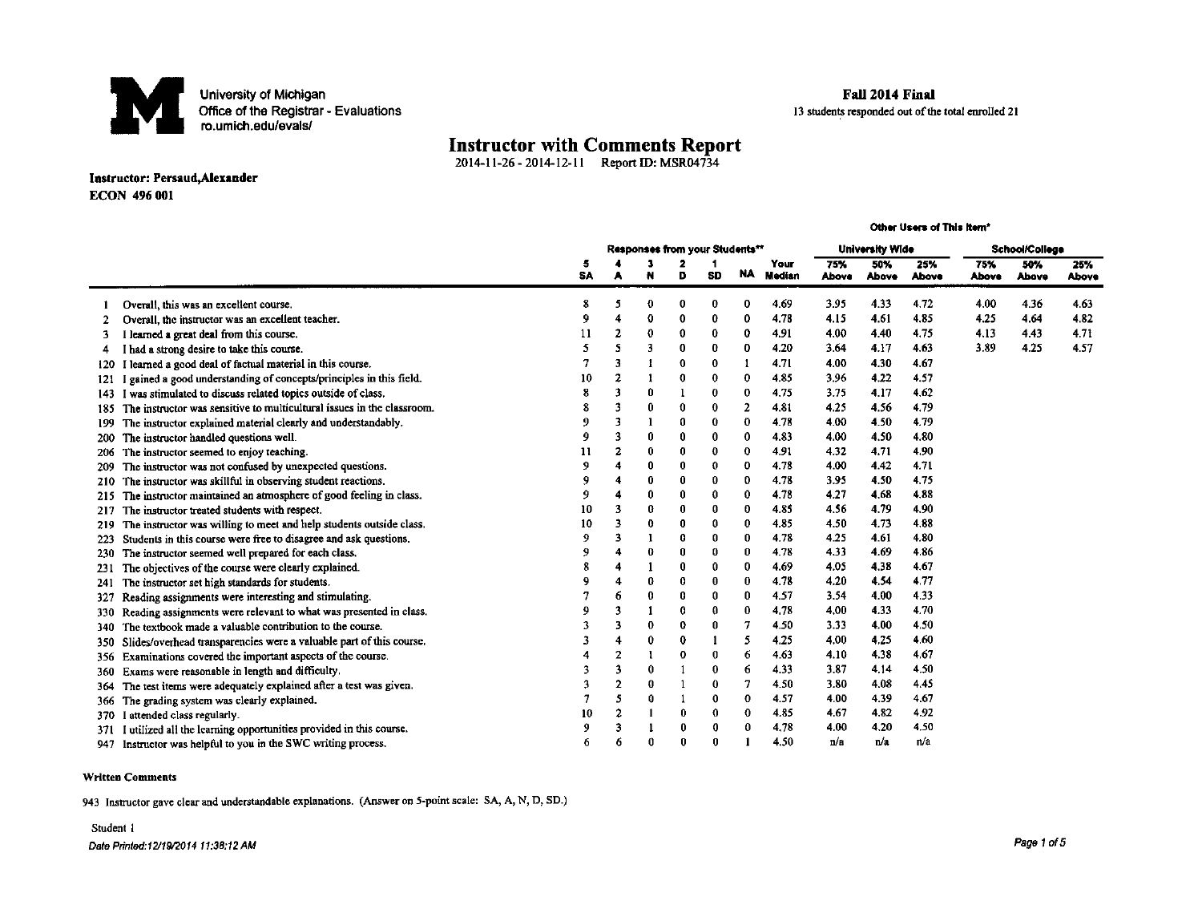University of Michigan
Office of the Registrar - Evaluations
ro.umich.edu/evals/

**Fall 2014 Final**
13 students responded out of the total enrolled 21

# Instructor with Comments Report

2014-11-26 - 2014-12-11 Report ID: MSR04734

**Instructor: Persaud,Alexander**
**ECON 496 001**

| | | Responses from your Students** | | | | | | | Other Users of This Item* | | | | | |
|---|---|---|---|---|---|---|---|---|---|---|---|---|---|---|
| | | | | | | | | | University Wide | | | School/College | | |
| | | 5 SA | 4 A | 3 N | 2 D | 1 SD | NA | Your Median | 75% Above | 50% Above | 25% Above | 75% Above | 50% Above | 25% Above |
| 1 | Overall, this was an excellent course. | 8 | 5 | 0 | 0 | 0 | 0 | 4.69 | 3.95 | 4.33 | 4.72 | 4.00 | 4.36 | 4.63 |
| 2 | Overall, the instructor was an excellent teacher. | 9 | 4 | 0 | 0 | 0 | 0 | 4.78 | 4.15 | 4.61 | 4.85 | 4.25 | 4.64 | 4.82 |
| 3 | I learned a great deal from this course. | 11 | 2 | 0 | 0 | 0 | 0 | 4.91 | 4.00 | 4.40 | 4.75 | 4.13 | 4.43 | 4.71 |
| 4 | I had a strong desire to take this course. | 5 | 5 | 3 | 0 | 0 | 0 | 4.20 | 3.64 | 4.17 | 4.63 | 3.89 | 4.25 | 4.57 |
| 120 | I learned a good deal of factual material in this course. | 7 | 3 | 1 | 0 | 0 | 1 | 4.71 | 4.00 | 4.30 | 4.67 | | | |
| 121 | I gained a good understanding of concepts/principles in this field. | 10 | 2 | 1 | 0 | 0 | 0 | 4.85 | 3.96 | 4.22 | 4.57 | | | |
| 143 | I was stimulated to discuss related topics outside of class. | 8 | 3 | 0 | 1 | 0 | 0 | 4.75 | 3.75 | 4.17 | 4.62 | | | |
| 185 | The instructor was sensitive to multicultural issues in the classroom. | 8 | 3 | 0 | 0 | 0 | 2 | 4.81 | 4.25 | 4.56 | 4.79 | | | |
| 199 | The instructor explained material clearly and understandably. | 9 | 3 | 1 | 0 | 0 | 0 | 4.78 | 4.00 | 4.50 | 4.79 | | | |
| 200 | The instructor handled questions well. | 9 | 3 | 0 | 0 | 0 | 0 | 4.83 | 4.00 | 4.50 | 4.80 | | | |
| 206 | The instructor seemed to enjoy teaching. | 11 | 2 | 0 | 0 | 0 | 0 | 4.91 | 4.32 | 4.71 | 4.90 | | | |
| 209 | The instructor was not confused by unexpected questions. | 9 | 4 | 0 | 0 | 0 | 0 | 4.78 | 4.00 | 4.42 | 4.71 | | | |
| 210 | The instructor was skillful in observing student reactions. | 9 | 4 | 0 | 0 | 0 | 0 | 4.78 | 3.95 | 4.50 | 4.75 | | | |
| 215 | The instructor maintained an atmosphere of good feeling in class. | 9 | 4 | 0 | 0 | 0 | 0 | 4.78 | 4.27 | 4.68 | 4.88 | | | |
| 217 | The instructor treated students with respect. | 10 | 3 | 0 | 0 | 0 | 0 | 4.85 | 4.56 | 4.79 | 4.90 | | | |
| 219 | The instructor was willing to meet and help students outside class. | 10 | 3 | 0 | 0 | 0 | 0 | 4.85 | 4.50 | 4.73 | 4.88 | | | |
| 223 | Students in this course were free to disagree and ask questions. | 9 | 3 | 1 | 0 | 0 | 0 | 4.78 | 4.25 | 4.61 | 4.80 | | | |
| 230 | The instructor seemed well prepared for each class. | 9 | 4 | 0 | 0 | 0 | 0 | 4.78 | 4.33 | 4.69 | 4.86 | | | |
| 231 | The objectives of the course were clearly explained. | 8 | 4 | 1 | 0 | 0 | 0 | 4.69 | 4.05 | 4.38 | 4.67 | | | |
| 241 | The instructor set high standards for students. | 9 | 4 | 0 | 0 | 0 | 0 | 4.78 | 4.20 | 4.54 | 4.77 | | | |
| 327 | Reading assignments were interesting and stimulating. | 7 | 6 | 0 | 0 | 0 | 0 | 4.57 | 3.54 | 4.00 | 4.33 | | | |
| 330 | Reading assignments were relevant to what was presented in class. | 9 | 3 | 1 | 0 | 0 | 0 | 4.78 | 4.00 | 4.33 | 4.70 | | | |
| 340 | The textbook made a valuable contribution to the course. | 3 | 3 | 0 | 0 | 0 | 7 | 4.50 | 3.33 | 4.00 | 4.50 | | | |
| 350 | Slides/overhead transparencies were a valuable part of this course. | 3 | 4 | 0 | 0 | 1 | 5 | 4.25 | 4.00 | 4.25 | 4.60 | | | |
| 356 | Examinations covered the important aspects of the course. | 4 | 2 | 1 | 0 | 0 | 6 | 4.63 | 4.10 | 4.38 | 4.67 | | | |
| 360 | Exams were reasonable in length and difficulty. | 3 | 3 | 0 | 1 | 0 | 6 | 4.33 | 3.87 | 4.14 | 4.50 | | | |
| 364 | The test items were adequately explained after a test was given. | 3 | 2 | 0 | 1 | 0 | 7 | 4.50 | 3.80 | 4.08 | 4.45 | | | |
| 366 | The grading system was clearly explained. | 7 | 5 | 0 | 1 | 0 | 0 | 4.57 | 4.00 | 4.39 | 4.67 | | | |
| 370 | I attended class regularly. | 10 | 2 | 1 | 0 | 0 | 0 | 4.85 | 4.67 | 4.82 | 4.92 | | | |
| 371 | I utilized all the learning opportunities provided in this course. | 9 | 3 | 1 | 0 | 0 | 0 | 4.78 | 4.00 | 4.20 | 4.50 | | | |
| 947 | Instructor was helpful to you in the SWC writing process. | 6 | 6 | 0 | 0 | 0 | 1 | 4.50 | n/a | n/a | n/a | | | |

**Written Comments**

943 Instructor gave clear and understandable explanations. (Answer on 5-point scale: SA, A, N, D, SD.)

Student 1

*Date Printed:12/19/2014 11:38:12 AM*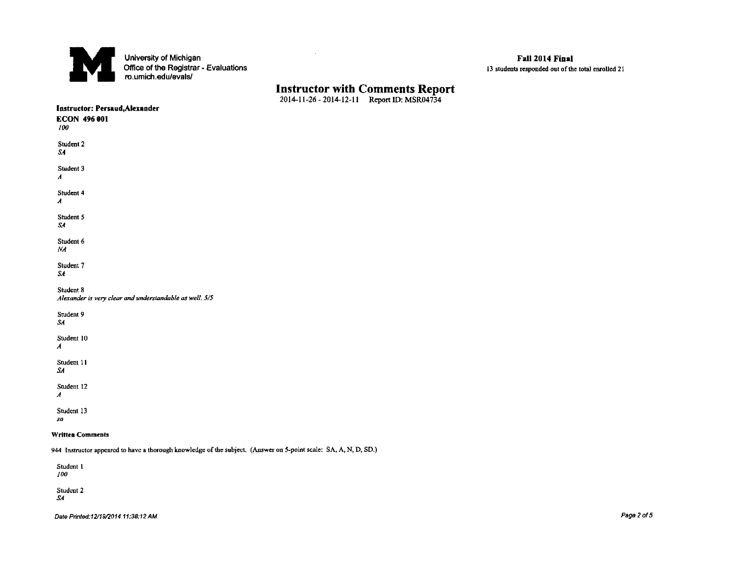University of Michigan
Office of the Registrar - Evaluations
ro.umich.edu/evals/

**Fall 2014 Final**
13 students responded out of the total enrolled 21

# Instructor with Comments Report

2014-11-26 - 2014-12-11 Report ID: MSR04734

**Instructor: Persaud,Alexander**

**ECON 496 001**

*100*

Student 2
*SA*

Student 3
*A*

Student 4
*A*

Student 5
*SA*

Student 6
*NA*

Student 7
*SA*

Student 8
*Alexander is very clear and understandable as well. 5/5*

Student 9
*SA*

Student 10
*A*

Student 11
*SA*

Student 12
*A*

Student 13
*sa*

**Written Comments**

944 Instructor appeared to have a thorough knowledge of the subject. (Answer on 5-point scale: SA, A, N, D, SD.)

Student 1
*100*

Student 2
*SA*

Date Printed:12/19/2014 11:38:12 AM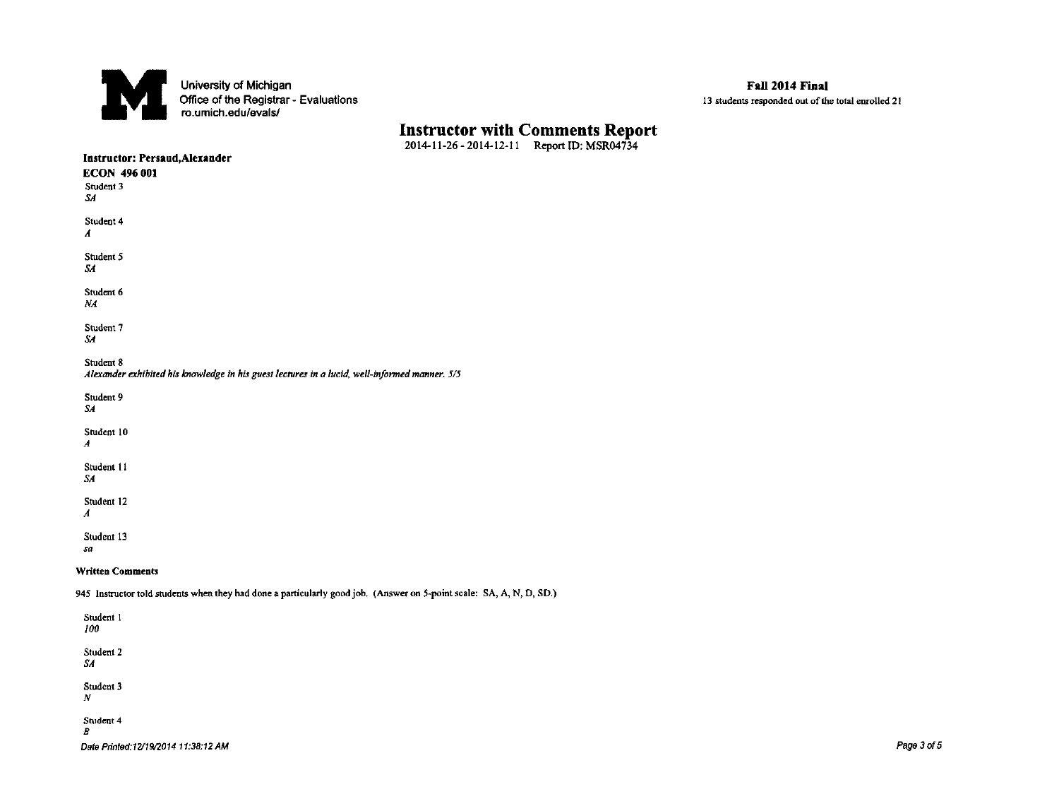University of Michigan
Office of the Registrar - Evaluations
ro.umich.edu/evals/

**Fall 2014 Final**
13 students responded out of the total enrolled 21

# Instructor with Comments Report

2014-11-26 - 2014-12-11 Report ID: MSR04734

**Instructor: Persaud,Alexander**

**ECON 496 001**

Student 3
*SA*

Student 4
*A*

Student 5
*SA*

Student 6
*NA*

Student 7
*SA*

Student 8
*Alexander exhibited his knowledge in his guest lectures in a lucid, well-informed manner. 5/5*

Student 9
*SA*

Student 10
*A*

Student 11
*SA*

Student 12
*A*

Student 13
*sa*

**Written Comments**

945 Instructor told students when they had done a particularly good job. (Answer on 5-point scale: SA, A, N, D, SD.)

Student 1
*100*

Student 2
*SA*

Student 3
*N*

Student 4
*B*

*Date Printed:12/19/2014 11:38:12 AM*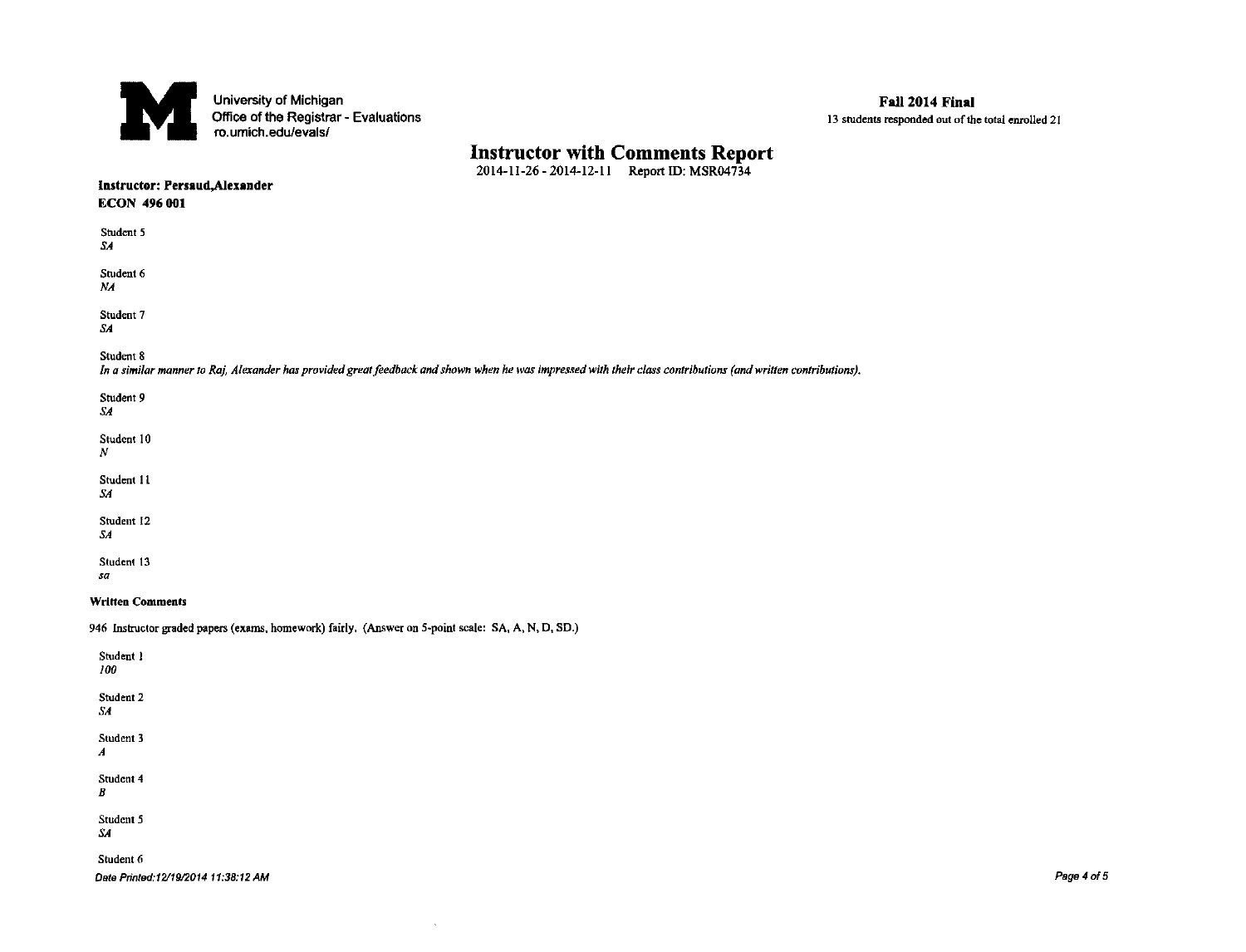University of Michigan
Office of the Registrar - Evaluations
ro.umich.edu/evals/

**Fall 2014 Final**
13 students responded out of the total enrolled 21

# Instructor with Comments Report

2014-11-26 - 2014-12-11 Report ID: MSR04734

**Instructor: Persaud,Alexander**
**ECON 496 001**

Student 5
*SA*

Student 6
*NA*

Student 7
*SA*

Student 8
*In a similar manner to Raj, Alexander has provided great feedback and shown when he was impressed with their class contributions (and written contributions).*

Student 9
*SA*

Student 10
*N*

Student 11
*SA*

Student 12
*SA*

Student 13
*sa*

**Written Comments**

946 Instructor graded papers (exams, homework) fairly. (Answer on 5-point scale: SA, A, N, D, SD.)

Student 1
*100*

Student 2
*SA*

Student 3
*A*

Student 4
*B*

Student 5
*SA*

Student 6

*Date Printed:12/19/2014 11:38:12 AM*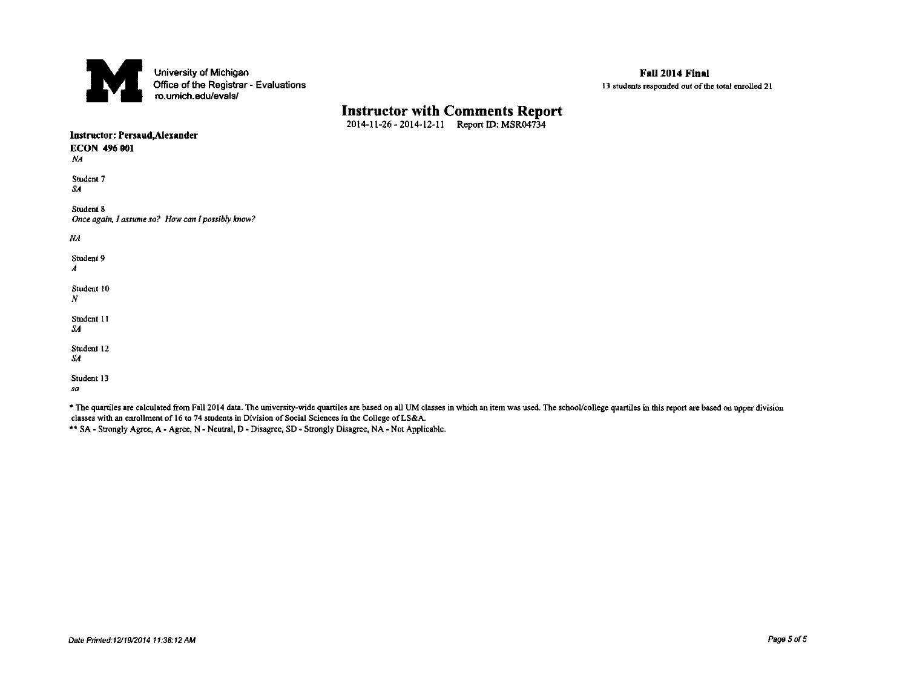University of Michigan
Office of the Registrar - Evaluations
ro.umich.edu/evals/

**Fall 2014 Final**
13 students responded out of the total enrolled 21

# Instructor with Comments Report

2014-11-26 - 2014-12-11 Report ID: MSR04734

**Instructor: Persaud,Alexander**

**ECON 496 001**

*NA*

Student 7
*SA*

Student 8
*Once again, I assume so? How can I possibly know?*

*NA*

Student 9
*A*

Student 10
*N*

Student 11
*SA*

Student 12
*SA*

Student 13
*sa*

* The quartiles are calculated from Fall 2014 data. The university-wide quartiles are based on all UM classes in which an item was used. The school/college quartiles in this report are based on upper division classes with an enrollment of 16 to 74 students in Division of Social Sciences in the College of LS&A.

** SA - Strongly Agree, A - Agree, N - Neutral, D - Disagree, SD - Strongly Disagree, NA - Not Applicable.

Date Printed:12/19/2014 11:38:12 AM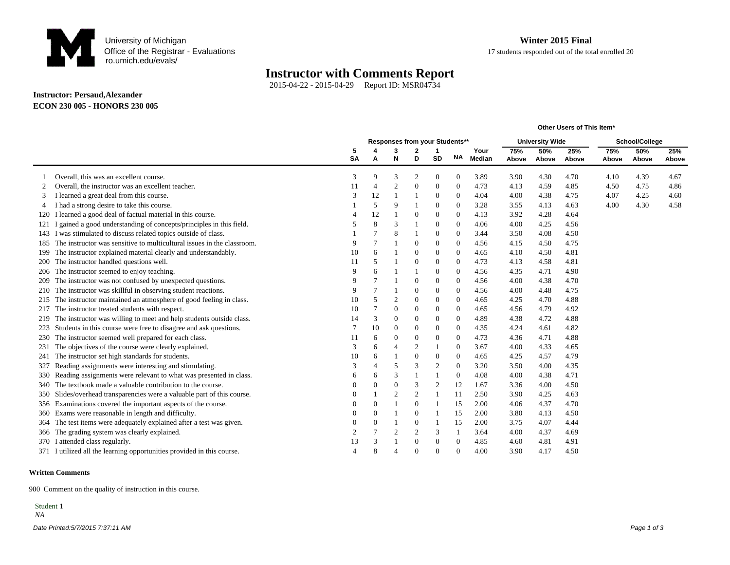University of Michigan
Office of the Registrar - Evaluations
ro.umich.edu/evals/

**Winter 2015 Final**
17 students responded out of the total enrolled 20

# Instructor with Comments Report

2015-04-22 - 2015-04-29 Report ID: MSR04734

**Instructor: Persaud,Alexander**
**ECON 230 005 - HONORS 230 005**

| | | Responses from your Students** | | | | | | | Other Users of This Item* University Wide | | | School/College | | |
|---|---|---|---|---|---|---|---|---|---|---|---|---|---|---|
| | | 5 SA | 4 A | 3 N | 2 D | 1 SD | NA | Your Median | 75% Above | 50% Above | 25% Above | 75% Above | 50% Above | 25% Above |
| 1 | Overall, this was an excellent course. | 3 | 9 | 3 | 2 | 0 | 0 | 3.89 | 3.90 | 4.30 | 4.70 | 4.10 | 4.39 | 4.67 |
| 2 | Overall, the instructor was an excellent teacher. | 11 | 4 | 2 | 0 | 0 | 0 | 4.73 | 4.13 | 4.59 | 4.85 | 4.50 | 4.75 | 4.86 |
| 3 | I learned a great deal from this course. | 3 | 12 | 1 | 1 | 0 | 0 | 4.04 | 4.00 | 4.38 | 4.75 | 4.07 | 4.25 | 4.60 |
| 4 | I had a strong desire to take this course. | 1 | 5 | 9 | 1 | 0 | 0 | 3.28 | 3.55 | 4.13 | 4.63 | 4.00 | 4.30 | 4.58 |
| 120 | I learned a good deal of factual material in this course. | 4 | 12 | 1 | 0 | 0 | 0 | 4.13 | 3.92 | 4.28 | 4.64 | | | |
| 121 | I gained a good understanding of concepts/principles in this field. | 5 | 8 | 3 | 1 | 0 | 0 | 4.06 | 4.00 | 4.25 | 4.56 | | | |
| 143 | I was stimulated to discuss related topics outside of class. | 1 | 7 | 8 | 1 | 0 | 0 | 3.44 | 3.50 | 4.08 | 4.50 | | | |
| 185 | The instructor was sensitive to multicultural issues in the classroom. | 9 | 7 | 1 | 0 | 0 | 0 | 4.56 | 4.15 | 4.50 | 4.75 | | | |
| 199 | The instructor explained material clearly and understandably. | 10 | 6 | 1 | 0 | 0 | 0 | 4.65 | 4.10 | 4.50 | 4.81 | | | |
| 200 | The instructor handled questions well. | 11 | 5 | 1 | 0 | 0 | 0 | 4.73 | 4.13 | 4.58 | 4.81 | | | |
| 206 | The instructor seemed to enjoy teaching. | 9 | 6 | 1 | 1 | 0 | 0 | 4.56 | 4.35 | 4.71 | 4.90 | | | |
| 209 | The instructor was not confused by unexpected questions. | 9 | 7 | 1 | 0 | 0 | 0 | 4.56 | 4.00 | 4.38 | 4.70 | | | |
| 210 | The instructor was skillful in observing student reactions. | 9 | 7 | 1 | 0 | 0 | 0 | 4.56 | 4.00 | 4.48 | 4.75 | | | |
| 215 | The instructor maintained an atmosphere of good feeling in class. | 10 | 5 | 2 | 0 | 0 | 0 | 4.65 | 4.25 | 4.70 | 4.88 | | | |
| 217 | The instructor treated students with respect. | 10 | 7 | 0 | 0 | 0 | 0 | 4.65 | 4.56 | 4.79 | 4.92 | | | |
| 219 | The instructor was willing to meet and help students outside class. | 14 | 3 | 0 | 0 | 0 | 0 | 4.89 | 4.38 | 4.72 | 4.88 | | | |
| 223 | Students in this course were free to disagree and ask questions. | 7 | 10 | 0 | 0 | 0 | 0 | 4.35 | 4.24 | 4.61 | 4.82 | | | |
| 230 | The instructor seemed well prepared for each class. | 11 | 6 | 0 | 0 | 0 | 0 | 4.73 | 4.36 | 4.71 | 4.88 | | | |
| 231 | The objectives of the course were clearly explained. | 3 | 6 | 4 | 2 | 1 | 0 | 3.67 | 4.00 | 4.33 | 4.65 | | | |
| 241 | The instructor set high standards for students. | 10 | 6 | 1 | 0 | 0 | 0 | 4.65 | 4.25 | 4.57 | 4.79 | | | |
| 327 | Reading assignments were interesting and stimulating. | 3 | 4 | 5 | 3 | 2 | 0 | 3.20 | 3.50 | 4.00 | 4.35 | | | |
| 330 | Reading assignments were relevant to what was presented in class. | 6 | 6 | 3 | 1 | 1 | 0 | 4.08 | 4.00 | 4.38 | 4.71 | | | |
| 340 | The textbook made a valuable contribution to the course. | 0 | 0 | 0 | 3 | 2 | 12 | 1.67 | 3.36 | 4.00 | 4.50 | | | |
| 350 | Slides/overhead transparencies were a valuable part of this course. | 0 | 1 | 2 | 2 | 1 | 11 | 2.50 | 3.90 | 4.25 | 4.63 | | | |
| 356 | Examinations covered the important aspects of the course. | 0 | 0 | 1 | 0 | 1 | 15 | 2.00 | 4.06 | 4.37 | 4.70 | | | |
| 360 | Exams were reasonable in length and difficulty. | 0 | 0 | 1 | 0 | 1 | 15 | 2.00 | 3.80 | 4.13 | 4.50 | | | |
| 364 | The test items were adequately explained after a test was given. | 0 | 0 | 1 | 0 | 1 | 15 | 2.00 | 3.75 | 4.07 | 4.44 | | | |
| 366 | The grading system was clearly explained. | 2 | 7 | 2 | 2 | 3 | 1 | 3.64 | 4.00 | 4.37 | 4.69 | | | |
| 370 | I attended class regularly. | 13 | 3 | 1 | 0 | 0 | 0 | 4.85 | 4.60 | 4.81 | 4.91 | | | |
| 371 | I utilized all the learning opportunities provided in this course. | 4 | 8 | 4 | 0 | 0 | 0 | 4.00 | 3.90 | 4.17 | 4.50 | | | |

**Written Comments**

900 Comment on the quality of instruction in this course.

Student 1
*NA*

*Date Printed:5/7/2015 7:37:11 AM*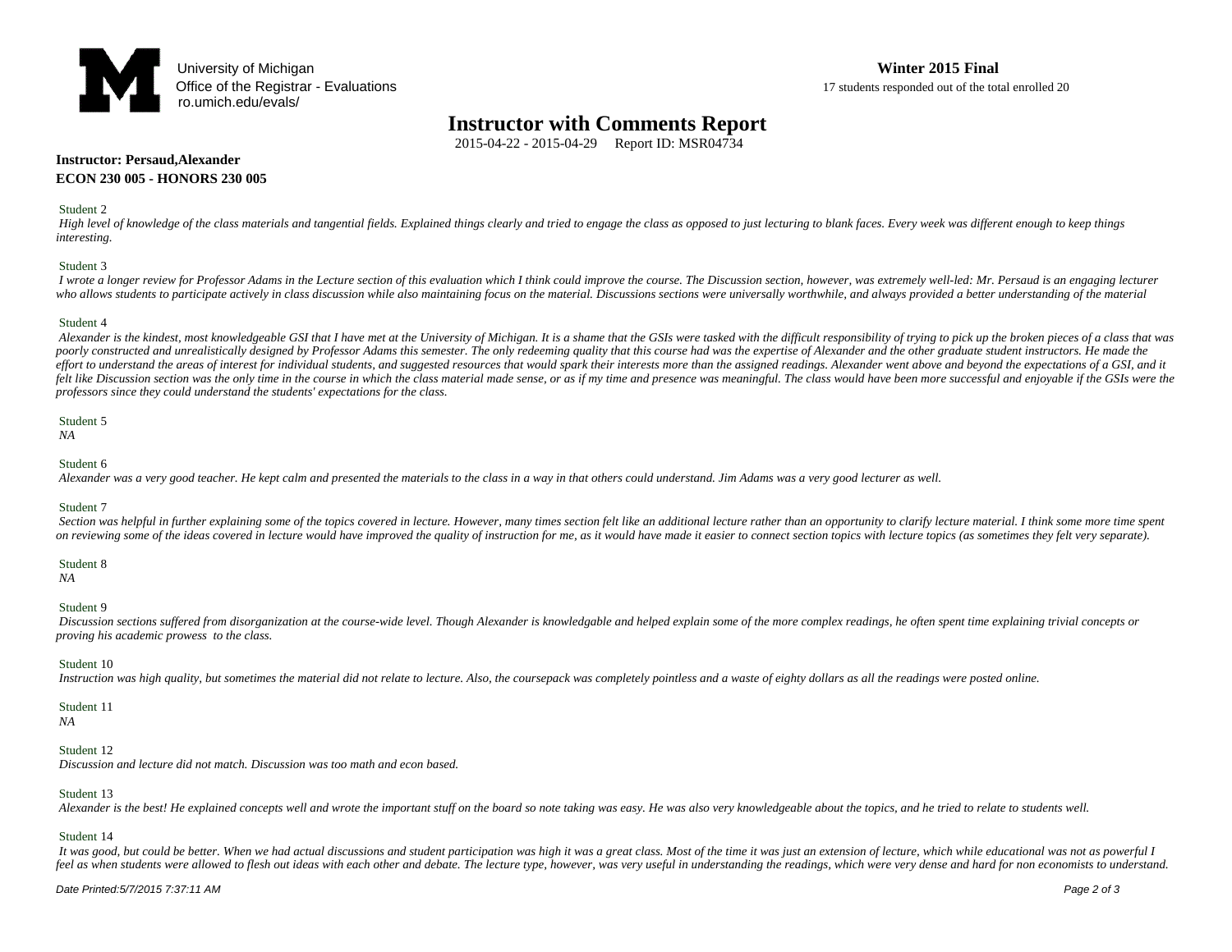University of Michigan
Office of the Registrar - Evaluations
ro.umich.edu/evals/

**Winter 2015 Final**
17 students responded out of the total enrolled 20

# Instructor with Comments Report

2015-04-22 - 2015-04-29 Report ID: MSR04734

**Instructor: Persaud,Alexander**
**ECON 230 005 - HONORS 230 005**

Student 2
*High level of knowledge of the class materials and tangential fields. Explained things clearly and tried to engage the class as opposed to just lecturing to blank faces. Every week was different enough to keep things interesting.*

Student 3
*I wrote a longer review for Professor Adams in the Lecture section of this evaluation which I think could improve the course. The Discussion section, however, was extremely well-led: Mr. Persaud is an engaging lecturer who allows students to participate actively in class discussion while also maintaining focus on the material. Discussions sections were universally worthwhile, and always provided a better understanding of the material*

Student 4
*Alexander is the kindest, most knowledgeable GSI that I have met at the University of Michigan. It is a shame that the GSIs were tasked with the difficult responsibility of trying to pick up the broken pieces of a class that was poorly constructed and unrealistically designed by Professor Adams this semester. The only redeeming quality that this course had was the expertise of Alexander and the other graduate student instructors. He made the effort to understand the areas of interest for individual students, and suggested resources that would spark their interests more than the assigned readings. Alexander went above and beyond the expectations of a GSI, and it felt like Discussion section was the only time in the course in which the class material made sense, or as if my time and presence was meaningful. The class would have been more successful and enjoyable if the GSIs were the professors since they could understand the students' expectations for the class.*

Student 5
*NA*

Student 6
*Alexander was a very good teacher. He kept calm and presented the materials to the class in a way in that others could understand. Jim Adams was a very good lecturer as well.*

Student 7
*Section was helpful in further explaining some of the topics covered in lecture. However, many times section felt like an additional lecture rather than an opportunity to clarify lecture material. I think some more time spent on reviewing some of the ideas covered in lecture would have improved the quality of instruction for me, as it would have made it easier to connect section topics with lecture topics (as sometimes they felt very separate).*

Student 8
*NA*

Student 9
*Discussion sections suffered from disorganization at the course-wide level. Though Alexander is knowledgable and helped explain some of the more complex readings, he often spent time explaining trivial concepts or proving his academic prowess to the class.*

Student 10
*Instruction was high quality, but sometimes the material did not relate to lecture. Also, the coursepack was completely pointless and a waste of eighty dollars as all the readings were posted online.*

Student 11
*NA*

Student 12
*Discussion and lecture did not match. Discussion was too math and econ based.*

Student 13
*Alexander is the best! He explained concepts well and wrote the important stuff on the board so note taking was easy. He was also very knowledgeable about the topics, and he tried to relate to students well.*

Student 14
*It was good, but could be better. When we had actual discussions and student participation was high it was a great class. Most of the time it was just an extension of lecture, which while educational was not as powerful I feel as when students were allowed to flesh out ideas with each other and debate. The lecture type, however, was very useful in understanding the readings, which were very dense and hard for non economists to understand.*

Date Printed:5/7/2015 7:37:11 AM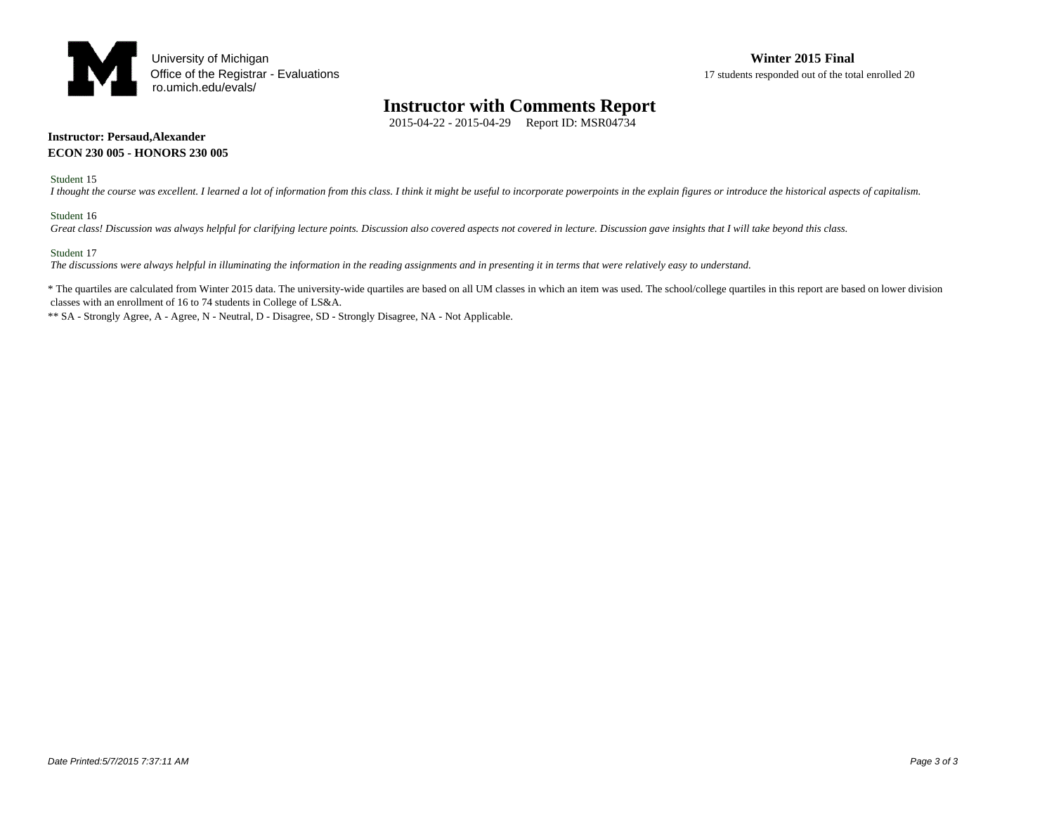University of Michigan
Office of the Registrar - Evaluations
ro.umich.edu/evals/

**Winter 2015 Final**

17 students responded out of the total enrolled 20

# Instructor with Comments Report

2015-04-22 - 2015-04-29 Report ID: MSR04734

**Instructor: Persaud,Alexander**

**ECON 230 005 - HONORS 230 005**

Student 15

*I thought the course was excellent. I learned a lot of information from this class. I think it might be useful to incorporate powerpoints in the explain figures or introduce the historical aspects of capitalism.*

Student 16

*Great class! Discussion was always helpful for clarifying lecture points. Discussion also covered aspects not covered in lecture. Discussion gave insights that I will take beyond this class.*

Student 17

*The discussions were always helpful in illuminating the information in the reading assignments and in presenting it in terms that were relatively easy to understand.*

\* The quartiles are calculated from Winter 2015 data. The university-wide quartiles are based on all UM classes in which an item was used. The school/college quartiles in this report are based on lower division classes with an enrollment of 16 to 74 students in College of LS&A.

\*\* SA - Strongly Agree, A - Agree, N - Neutral, D - Disagree, SD - Strongly Disagree, NA - Not Applicable.

*Date Printed:5/7/2015 7:37:11 AM*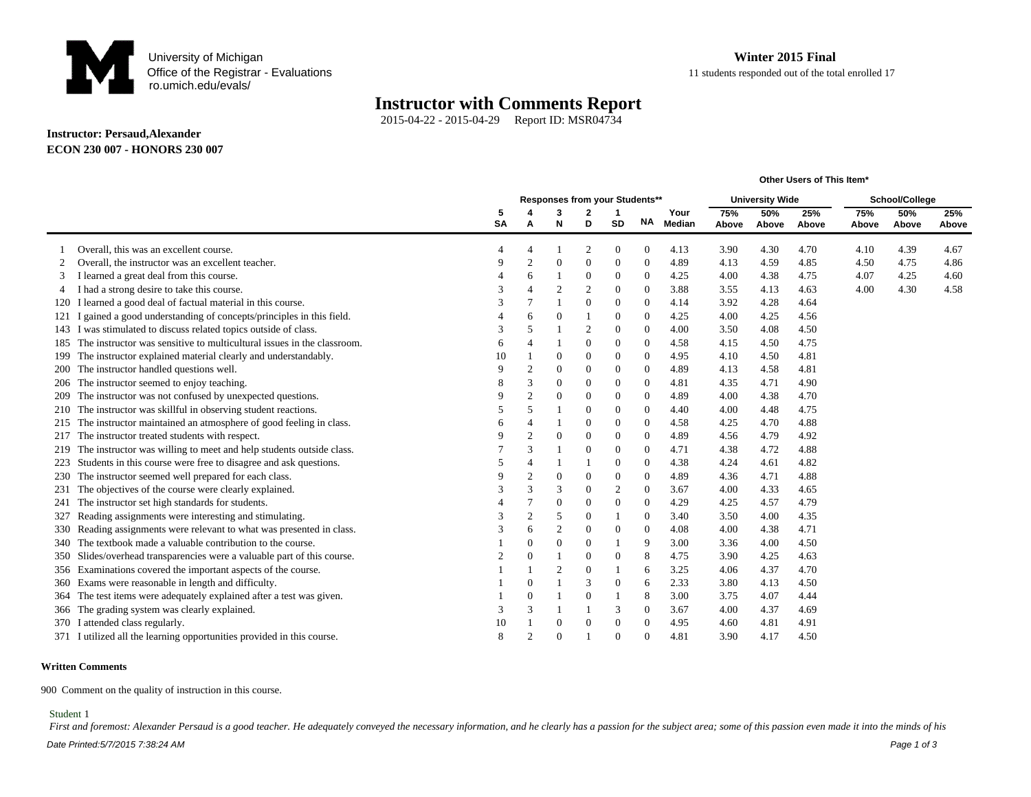University of Michigan
Office of the Registrar - Evaluations
ro.umich.edu/evals/

**Winter 2015 Final**
11 students responded out of the total enrolled 17

# Instructor with Comments Report

2015-04-22 - 2015-04-29 Report ID: MSR04734

**Instructor: Persaud,Alexander**
**ECON 230 007 - HONORS 230 007**

| | | Responses from your Students** | | | | | | | Other Users of This Item* University Wide | | | School/College | | |
|---|---|---|---|---|---|---|---|---|---|---|---|---|---|---|
| | | 5 SA | 4 A | 3 N | 2 D | 1 SD | NA | Your Median | 75% Above | 50% Above | 25% Above | 75% Above | 50% Above | 25% Above |
| 1 | Overall, this was an excellent course. | 4 | 4 | 1 | 2 | 0 | 0 | 4.13 | 3.90 | 4.30 | 4.70 | 4.10 | 4.39 | 4.67 |
| 2 | Overall, the instructor was an excellent teacher. | 9 | 2 | 0 | 0 | 0 | 0 | 4.89 | 4.13 | 4.59 | 4.85 | 4.50 | 4.75 | 4.86 |
| 3 | I learned a great deal from this course. | 4 | 6 | 1 | 0 | 0 | 0 | 4.25 | 4.00 | 4.38 | 4.75 | 4.07 | 4.25 | 4.60 |
| 4 | I had a strong desire to take this course. | 3 | 4 | 2 | 2 | 0 | 0 | 3.88 | 3.55 | 4.13 | 4.63 | 4.00 | 4.30 | 4.58 |
| 120 | I learned a good deal of factual material in this course. | 3 | 7 | 1 | 0 | 0 | 0 | 4.14 | 3.92 | 4.28 | 4.64 | | | |
| 121 | I gained a good understanding of concepts/principles in this field. | 4 | 6 | 0 | 1 | 0 | 0 | 4.25 | 4.00 | 4.25 | 4.56 | | | |
| 143 | I was stimulated to discuss related topics outside of class. | 3 | 5 | 1 | 2 | 0 | 0 | 4.00 | 3.50 | 4.08 | 4.50 | | | |
| 185 | The instructor was sensitive to multicultural issues in the classroom. | 6 | 4 | 1 | 0 | 0 | 0 | 4.58 | 4.15 | 4.50 | 4.75 | | | |
| 199 | The instructor explained material clearly and understandably. | 10 | 1 | 0 | 0 | 0 | 0 | 4.95 | 4.10 | 4.50 | 4.81 | | | |
| 200 | The instructor handled questions well. | 9 | 2 | 0 | 0 | 0 | 0 | 4.89 | 4.13 | 4.58 | 4.81 | | | |
| 206 | The instructor seemed to enjoy teaching. | 8 | 3 | 0 | 0 | 0 | 0 | 4.81 | 4.35 | 4.71 | 4.90 | | | |
| 209 | The instructor was not confused by unexpected questions. | 9 | 2 | 0 | 0 | 0 | 0 | 4.89 | 4.00 | 4.38 | 4.70 | | | |
| 210 | The instructor was skillful in observing student reactions. | 5 | 5 | 1 | 0 | 0 | 0 | 4.40 | 4.00 | 4.48 | 4.75 | | | |
| 215 | The instructor maintained an atmosphere of good feeling in class. | 6 | 4 | 1 | 0 | 0 | 0 | 4.58 | 4.25 | 4.70 | 4.88 | | | |
| 217 | The instructor treated students with respect. | 9 | 2 | 0 | 0 | 0 | 0 | 4.89 | 4.56 | 4.79 | 4.92 | | | |
| 219 | The instructor was willing to meet and help students outside class. | 7 | 3 | 1 | 0 | 0 | 0 | 4.71 | 4.38 | 4.72 | 4.88 | | | |
| 223 | Students in this course were free to disagree and ask questions. | 5 | 4 | 1 | 1 | 0 | 0 | 4.38 | 4.24 | 4.61 | 4.82 | | | |
| 230 | The instructor seemed well prepared for each class. | 9 | 2 | 0 | 0 | 0 | 0 | 4.89 | 4.36 | 4.71 | 4.88 | | | |
| 231 | The objectives of the course were clearly explained. | 3 | 3 | 3 | 0 | 2 | 0 | 3.67 | 4.00 | 4.33 | 4.65 | | | |
| 241 | The instructor set high standards for students. | 4 | 7 | 0 | 0 | 0 | 0 | 4.29 | 4.25 | 4.57 | 4.79 | | | |
| 327 | Reading assignments were interesting and stimulating. | 3 | 2 | 5 | 0 | 1 | 0 | 3.40 | 3.50 | 4.00 | 4.35 | | | |
| 330 | Reading assignments were relevant to what was presented in class. | 3 | 6 | 2 | 0 | 0 | 0 | 4.08 | 4.00 | 4.38 | 4.71 | | | |
| 340 | The textbook made a valuable contribution to the course. | 1 | 0 | 0 | 0 | 1 | 9 | 3.00 | 3.36 | 4.00 | 4.50 | | | |
| 350 | Slides/overhead transparencies were a valuable part of this course. | 2 | 0 | 1 | 0 | 0 | 8 | 4.75 | 3.90 | 4.25 | 4.63 | | | |
| 356 | Examinations covered the important aspects of the course. | 1 | 1 | 2 | 0 | 1 | 6 | 3.25 | 4.06 | 4.37 | 4.70 | | | |
| 360 | Exams were reasonable in length and difficulty. | 1 | 0 | 1 | 3 | 0 | 6 | 2.33 | 3.80 | 4.13 | 4.50 | | | |
| 364 | The test items were adequately explained after a test was given. | 1 | 0 | 1 | 0 | 1 | 8 | 3.00 | 3.75 | 4.07 | 4.44 | | | |
| 366 | The grading system was clearly explained. | 3 | 3 | 1 | 1 | 3 | 0 | 3.67 | 4.00 | 4.37 | 4.69 | | | |
| 370 | I attended class regularly. | 10 | 1 | 0 | 0 | 0 | 0 | 4.95 | 4.60 | 4.81 | 4.91 | | | |
| 371 | I utilized all the learning opportunities provided in this course. | 8 | 2 | 0 | 1 | 0 | 0 | 4.81 | 3.90 | 4.17 | 4.50 | | | |

**Written Comments**

900 Comment on the quality of instruction in this course.

Student 1

*First and foremost: Alexander Persaud is a good teacher. He adequately conveyed the necessary information, and he clearly has a passion for the subject area; some of this passion even made it into the minds of his*

*Date Printed:5/7/2015 7:38:24 AM*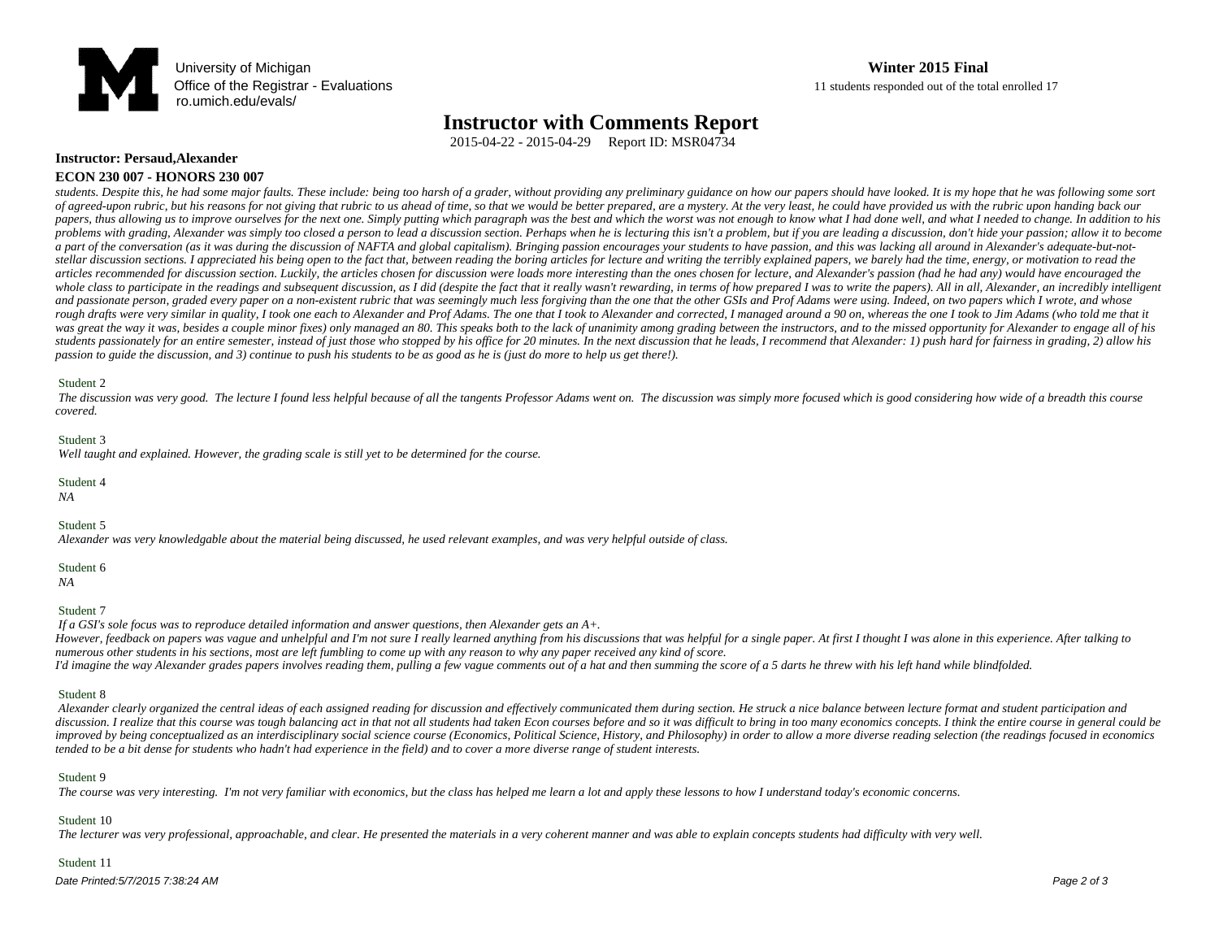University of Michigan
Office of the Registrar - Evaluations
ro.umich.edu/evals/

**Winter 2015 Final**
11 students responded out of the total enrolled 17

# Instructor with Comments Report

2015-04-22 - 2015-04-29 Report ID: MSR04734

**Instructor: Persaud,Alexander**

**ECON 230 007 - HONORS 230 007**

*students. Despite this, he had some major faults. These include: being too harsh of a grader, without providing any preliminary guidance on how our papers should have looked. It is my hope that he was following some sort of agreed-upon rubric, but his reasons for not giving that rubric to us ahead of time, so that we would be better prepared, are a mystery. At the very least, he could have provided us with the rubric upon handing back our papers, thus allowing us to improve ourselves for the next one. Simply putting which paragraph was the best and which the worst was not enough to know what I had done well, and what I needed to change. In addition to his problems with grading, Alexander was simply too closed a person to lead a discussion section. Perhaps when he is lecturing this isn't a problem, but if you are leading a discussion, don't hide your passion; allow it to become a part of the conversation (as it was during the discussion of NAFTA and global capitalism). Bringing passion encourages your students to have passion, and this was lacking all around in Alexander's adequate-but-not-stellar discussion sections. I appreciated his being open to the fact that, between reading the boring articles for lecture and writing the terribly explained papers, we barely had the time, energy, or motivation to read the articles recommended for discussion section. Luckily, the articles chosen for discussion were loads more interesting than the ones chosen for lecture, and Alexander's passion (had he had any) would have encouraged the whole class to participate in the readings and subsequent discussion, as I did (despite the fact that it really wasn't rewarding, in terms of how prepared I was to write the papers). All in all, Alexander, an incredibly intelligent and passionate person, graded every paper on a non-existent rubric that was seemingly much less forgiving than the one that the other GSIs and Prof Adams were using. Indeed, on two papers which I wrote, and whose rough drafts were very similar in quality, I took one each to Alexander and Prof Adams. The one that I took to Alexander and corrected, I managed around a 90 on, whereas the one I took to Jim Adams (who told me that it was great the way it was, besides a couple minor fixes) only managed an 80. This speaks both to the lack of unanimity among grading between the instructors, and to the missed opportunity for Alexander to engage all of his students passionately for an entire semester, instead of just those who stopped by his office for 20 minutes. In the next discussion that he leads, I recommend that Alexander: 1) push hard for fairness in grading, 2) allow his passion to guide the discussion, and 3) continue to push his students to be as good as he is (just do more to help us get there!).*

Student 2

*The discussion was very good. The lecture I found less helpful because of all the tangents Professor Adams went on. The discussion was simply more focused which is good considering how wide of a breadth this course covered.*

Student 3

*Well taught and explained. However, the grading scale is still yet to be determined for the course.*

Student 4

*NA*

Student 5

*Alexander was very knowledgable about the material being discussed, he used relevant examples, and was very helpful outside of class.*

Student 6

*NA*

Student 7

*If a GSI's sole focus was to reproduce detailed information and answer questions, then Alexander gets an A+.*
*However, feedback on papers was vague and unhelpful and I'm not sure I really learned anything from his discussions that was helpful for a single paper. At first I thought I was alone in this experience. After talking to numerous other students in his sections, most are left fumbling to come up with any reason to why any paper received any kind of score.*
*I'd imagine the way Alexander grades papers involves reading them, pulling a few vague comments out of a hat and then summing the score of a 5 darts he threw with his left hand while blindfolded.*

Student 8

*Alexander clearly organized the central ideas of each assigned reading for discussion and effectively communicated them during section. He struck a nice balance between lecture format and student participation and discussion. I realize that this course was tough balancing act in that not all students had taken Econ courses before and so it was difficult to bring in too many economics concepts. I think the entire course in general could be improved by being conceptualized as an interdisciplinary social science course (Economics, Political Science, History, and Philosophy) in order to allow a more diverse reading selection (the readings focused in economics tended to be a bit dense for students who hadn't had experience in the field) and to cover a more diverse range of student interests.*

Student 9

*The course was very interesting. I'm not very familiar with economics, but the class has helped me learn a lot and apply these lessons to how I understand today's economic concerns.*

Student 10

*The lecturer was very professional, approachable, and clear. He presented the materials in a very coherent manner and was able to explain concepts students had difficulty with very well.*

Student 11

Date Printed:5/7/2015 7:38:24 AM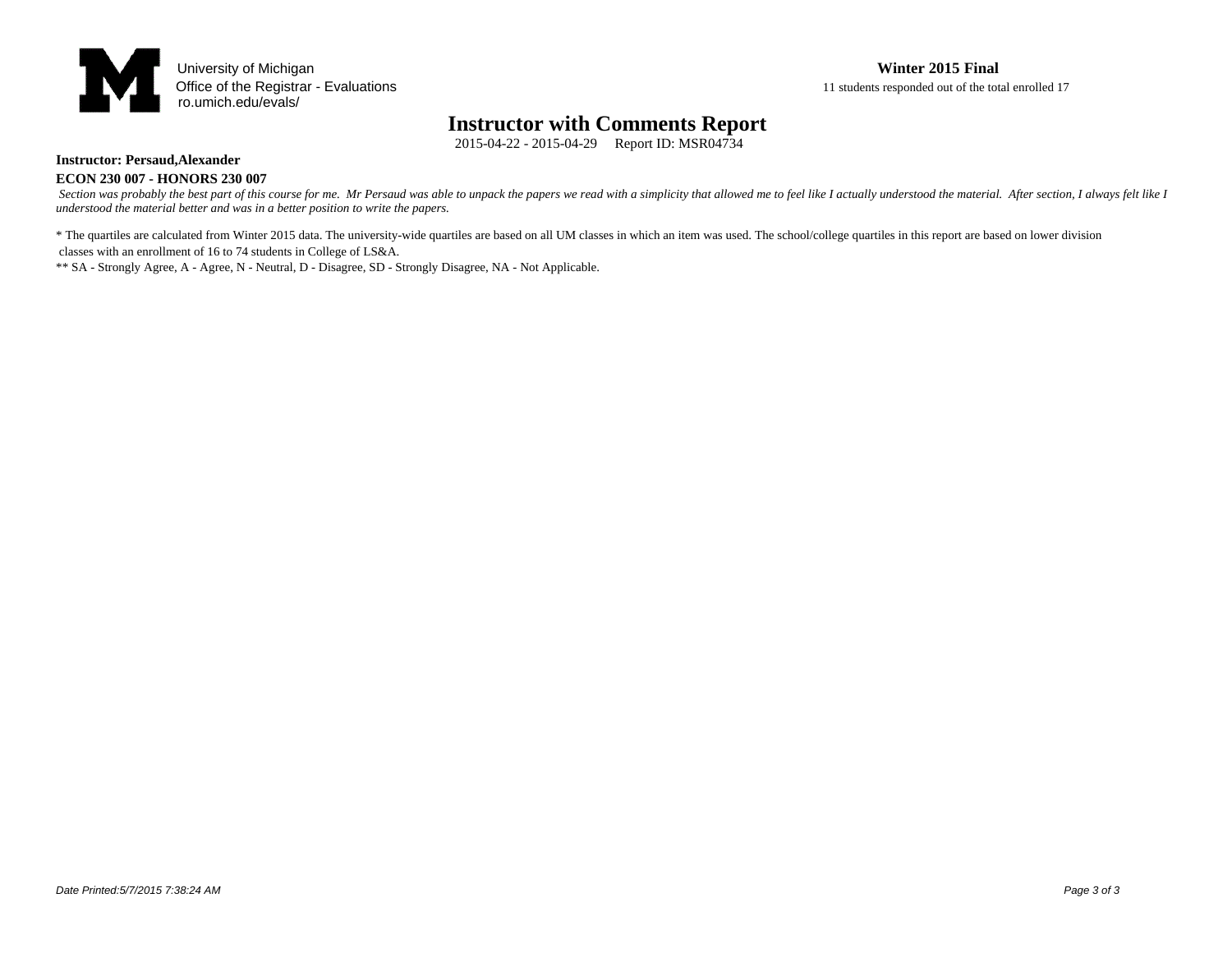University of Michigan
Office of the Registrar - Evaluations
ro.umich.edu/evals/

**Winter 2015 Final**

11 students responded out of the total enrolled 17

# Instructor with Comments Report

2015-04-22 - 2015-04-29 Report ID: MSR04734

**Instructor: Persaud,Alexander**

**ECON 230 007 - HONORS 230 007**

*Section was probably the best part of this course for me. Mr Persaud was able to unpack the papers we read with a simplicity that allowed me to feel like I actually understood the material. After section, I always felt like I understood the material better and was in a better position to write the papers.*

* The quartiles are calculated from Winter 2015 data. The university-wide quartiles are based on all UM classes in which an item was used. The school/college quartiles in this report are based on lower division classes with an enrollment of 16 to 74 students in College of LS&A.

** SA - Strongly Agree, A - Agree, N - Neutral, D - Disagree, SD - Strongly Disagree, NA - Not Applicable.

*Date Printed:5/7/2015 7:38:24 AM*